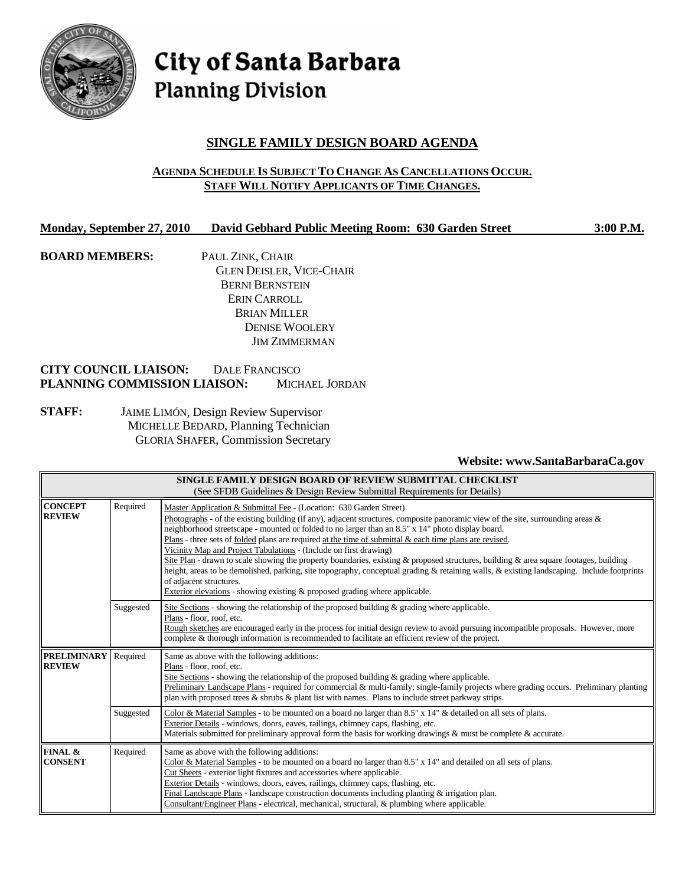# City of Santa Barbara
## Planning Division

## SINGLE FAMILY DESIGN BOARD AGENDA

**AGENDA SCHEDULE IS SUBJECT TO CHANGE AS CANCELLATIONS OCCUR.**
**STAFF WILL NOTIFY APPLICANTS OF TIME CHANGES.**

**Monday, September 27, 2010 David Gebhard Public Meeting Room: 630 Garden Street 3:00 P.M.**

**BOARD MEMBERS:**
PAUL ZINK, CHAIR
GLEN DEISLER, VICE-CHAIR
BERNI BERNSTEIN
ERIN CARROLL
BRIAN MILLER
DENISE WOOLERY
JIM ZIMMERMAN

**CITY COUNCIL LIAISON:** DALE FRANCISCO
**PLANNING COMMISSION LIAISON:** MICHAEL JORDAN

**STAFF:**
JAIME LIMÓN, Design Review Supervisor
MICHELLE BEDARD, Planning Technician
GLORIA SHAFER, Commission Secretary

**Website: www.SantaBarbaraCa.gov**

| SINGLE FAMILY DESIGN BOARD OF REVIEW SUBMITTAL CHECKLIST (See SFDB Guidelines & Design Review Submittal Requirements for Details) | | |
|---|---|---|
| **CONCEPT REVIEW** | Required | Master Application & Submittal Fee - (Location: 630 Garden Street)<br>Photographs - of the existing building (if any), adjacent structures, composite panoramic view of the site, surrounding areas & neighborhood streetscape - mounted or folded to no larger than an 8.5" x 14" photo display board.<br>Plans - three sets of folded plans are required at the time of submittal & each time plans are revised.<br>Vicinity Map and Project Tabulations - (Include on first drawing)<br>Site Plan - drawn to scale showing the property boundaries, existing & proposed structures, building & area square footages, building height, areas to be demolished, parking, site topography, conceptual grading & retaining walls, & existing landscaping. Include footprints of adjacent structures.<br>Exterior elevations - showing existing & proposed grading where applicable. |
| | Suggested | Site Sections - showing the relationship of the proposed building & grading where applicable.<br>Plans - floor, roof, etc.<br>Rough sketches are encouraged early in the process for initial design review to avoid pursuing incompatible proposals. However, more complete & thorough information is recommended to facilitate an efficient review of the project. |
| **PRELIMINARY REVIEW** | Required | Same as above with the following additions:<br>Plans - floor, roof, etc.<br>Site Sections - showing the relationship of the proposed building & grading where applicable.<br>Preliminary Landscape Plans - required for commercial & multi-family; single-family projects where grading occurs. Preliminary planting plan with proposed trees & shrubs & plant list with names. Plans to include street parkway strips. |
| | Suggested | Color & Material Samples - to be mounted on a board no larger than 8.5" x 14" & detailed on all sets of plans.<br>Exterior Details - windows, doors, eaves, railings, chimney caps, flashing, etc.<br>Materials submitted for preliminary approval form the basis for working drawings & must be complete & accurate. |
| **FINAL & CONSENT** | Required | Same as above with the following additions:<br>Color & Material Samples - to be mounted on a board no larger than 8.5" x 14" and detailed on all sets of plans.<br>Cut Sheets - exterior light fixtures and accessories where applicable.<br>Exterior Details - windows, doors, eaves, railings, chimney caps, flashing, etc.<br>Final Landscape Plans - landscape construction documents including planting & irrigation plan.<br>Consultant/Engineer Plans - electrical, mechanical, structural, & plumbing where applicable. |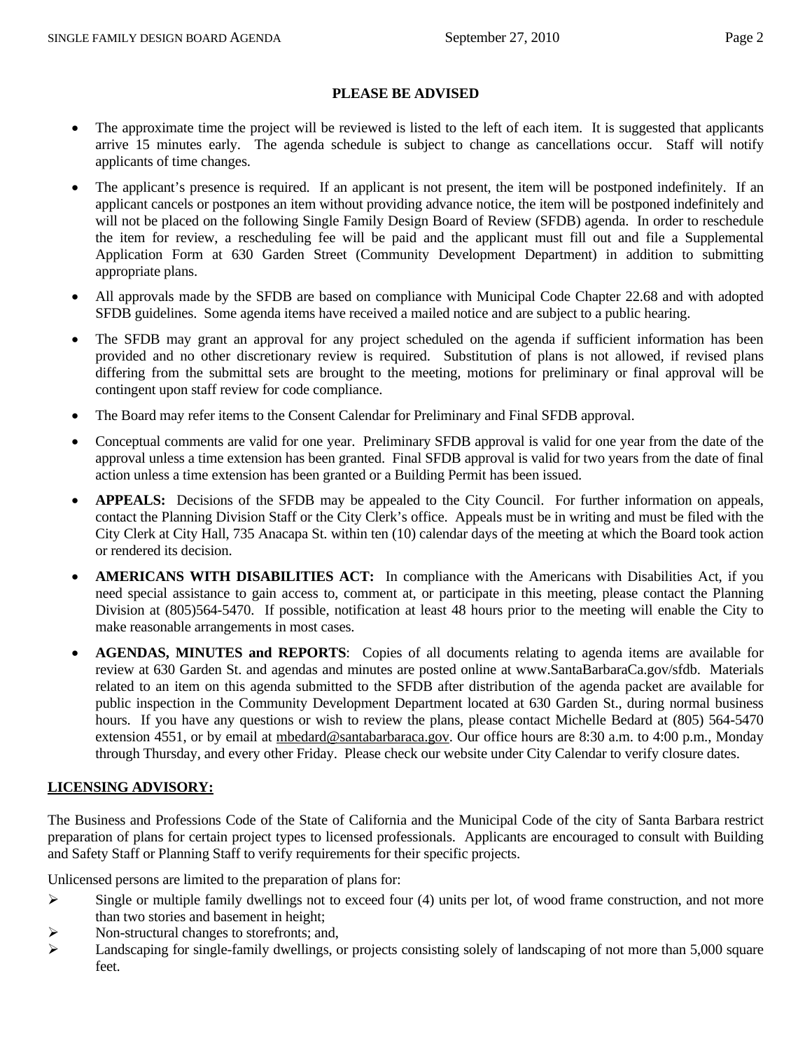## PLEASE BE ADVISED

- The approximate time the project will be reviewed is listed to the left of each item. It is suggested that applicants arrive 15 minutes early. The agenda schedule is subject to change as cancellations occur. Staff will notify applicants of time changes.
- The applicant's presence is required. If an applicant is not present, the item will be postponed indefinitely. If an applicant cancels or postpones an item without providing advance notice, the item will be postponed indefinitely and will not be placed on the following Single Family Design Board of Review (SFDB) agenda. In order to reschedule the item for review, a rescheduling fee will be paid and the applicant must fill out and file a Supplemental Application Form at 630 Garden Street (Community Development Department) in addition to submitting appropriate plans.
- All approvals made by the SFDB are based on compliance with Municipal Code Chapter 22.68 and with adopted SFDB guidelines. Some agenda items have received a mailed notice and are subject to a public hearing.
- The SFDB may grant an approval for any project scheduled on the agenda if sufficient information has been provided and no other discretionary review is required. Substitution of plans is not allowed, if revised plans differing from the submittal sets are brought to the meeting, motions for preliminary or final approval will be contingent upon staff review for code compliance.
- The Board may refer items to the Consent Calendar for Preliminary and Final SFDB approval.
- Conceptual comments are valid for one year. Preliminary SFDB approval is valid for one year from the date of the approval unless a time extension has been granted. Final SFDB approval is valid for two years from the date of final action unless a time extension has been granted or a Building Permit has been issued.
- **APPEALS:** Decisions of the SFDB may be appealed to the City Council. For further information on appeals, contact the Planning Division Staff or the City Clerk's office. Appeals must be in writing and must be filed with the City Clerk at City Hall, 735 Anacapa St. within ten (10) calendar days of the meeting at which the Board took action or rendered its decision.
- **AMERICANS WITH DISABILITIES ACT:** In compliance with the Americans with Disabilities Act, if you need special assistance to gain access to, comment at, or participate in this meeting, please contact the Planning Division at (805)564-5470. If possible, notification at least 48 hours prior to the meeting will enable the City to make reasonable arrangements in most cases.
- **AGENDAS, MINUTES and REPORTS**: Copies of all documents relating to agenda items are available for review at 630 Garden St. and agendas and minutes are posted online at www.SantaBarbaraCa.gov/sfdb. Materials related to an item on this agenda submitted to the SFDB after distribution of the agenda packet are available for public inspection in the Community Development Department located at 630 Garden St., during normal business hours. If you have any questions or wish to review the plans, please contact Michelle Bedard at (805) 564-5470 extension 4551, or by email at mbedard@santabarbaraca.gov. Our office hours are 8:30 a.m. to 4:00 p.m., Monday through Thursday, and every other Friday. Please check our website under City Calendar to verify closure dates.

## LICENSING ADVISORY:

The Business and Professions Code of the State of California and the Municipal Code of the city of Santa Barbara restrict preparation of plans for certain project types to licensed professionals. Applicants are encouraged to consult with Building and Safety Staff or Planning Staff to verify requirements for their specific projects.

Unlicensed persons are limited to the preparation of plans for:

- Single or multiple family dwellings not to exceed four (4) units per lot, of wood frame construction, and not more than two stories and basement in height;
- Non-structural changes to storefronts; and,
- Landscaping for single-family dwellings, or projects consisting solely of landscaping of not more than 5,000 square feet.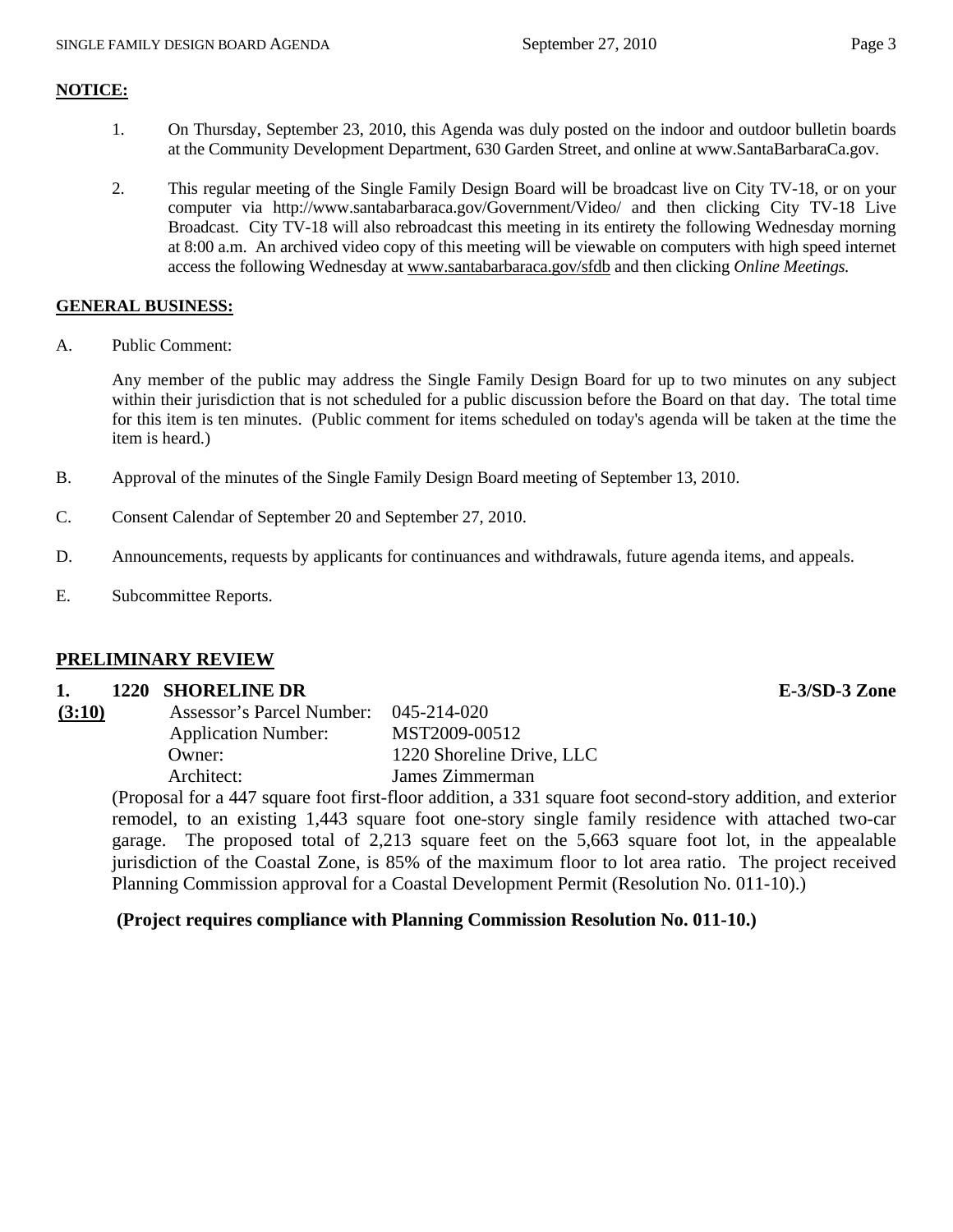## NOTICE:

1. On Thursday, September 23, 2010, this Agenda was duly posted on the indoor and outdoor bulletin boards at the Community Development Department, 630 Garden Street, and online at www.SantaBarbaraCa.gov.

2. This regular meeting of the Single Family Design Board will be broadcast live on City TV-18, or on your computer via http://www.santabarbaraca.gov/Government/Video/ and then clicking City TV-18 Live Broadcast. City TV-18 will also rebroadcast this meeting in its entirety the following Wednesday morning at 8:00 a.m. An archived video copy of this meeting will be viewable on computers with high speed internet access the following Wednesday at www.santabarbaraca.gov/sfdb and then clicking *Online Meetings.*

## GENERAL BUSINESS:

A. Public Comment:

   Any member of the public may address the Single Family Design Board for up to two minutes on any subject within their jurisdiction that is not scheduled for a public discussion before the Board on that day. The total time for this item is ten minutes. (Public comment for items scheduled on today's agenda will be taken at the time the item is heard.)

B. Approval of the minutes of the Single Family Design Board meeting of September 13, 2010.

C. Consent Calendar of September 20 and September 27, 2010.

D. Announcements, requests by applicants for continuances and withdrawals, future agenda items, and appeals.

E. Subcommittee Reports.

## PRELIMINARY REVIEW

**1. 1220 SHORELINE DR** **E-3/SD-3 Zone**

**(3:10)**

Assessor's Parcel Number: 045-214-020
Application Number: MST2009-00512
Owner: 1220 Shoreline Drive, LLC
Architect: James Zimmerman

(Proposal for a 447 square foot first-floor addition, a 331 square foot second-story addition, and exterior remodel, to an existing 1,443 square foot one-story single family residence with attached two-car garage. The proposed total of 2,213 square feet on the 5,663 square foot lot, in the appealable jurisdiction of the Coastal Zone, is 85% of the maximum floor to lot area ratio. The project received Planning Commission approval for a Coastal Development Permit (Resolution No. 011-10).)

**(Project requires compliance with Planning Commission Resolution No. 011-10.)**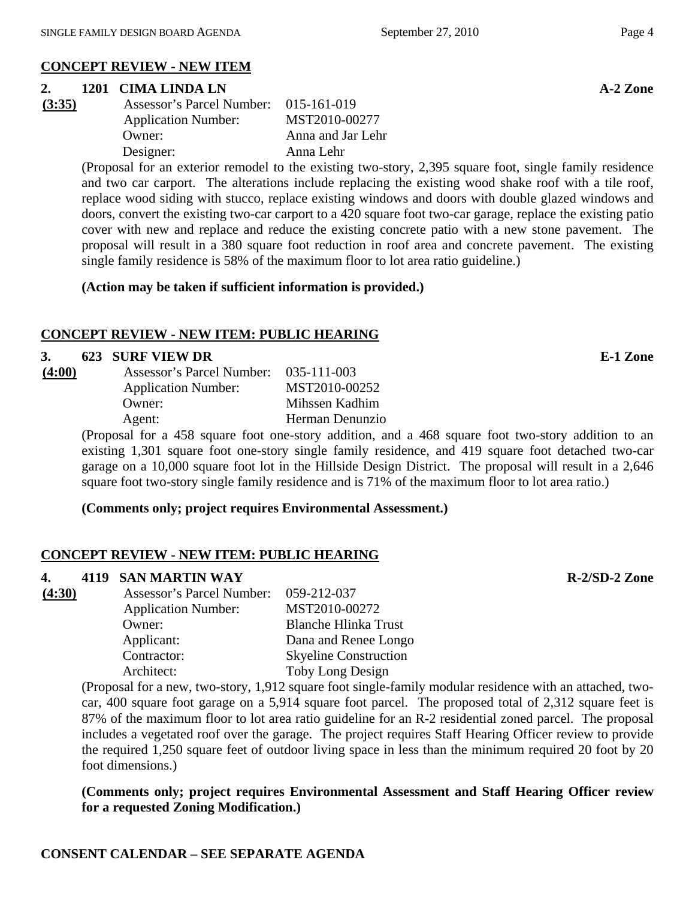**CONCEPT REVIEW - NEW ITEM**

**2. 1201 CIMA LINDA LN** **A-2 Zone**

**(3:35)**

Assessor's Parcel Number: 015-161-019
Application Number: MST2010-00277
Owner: Anna and Jar Lehr
Designer: Anna Lehr

(Proposal for an exterior remodel to the existing two-story, 2,395 square foot, single family residence and two car carport. The alterations include replacing the existing wood shake roof with a tile roof, replace wood siding with stucco, replace existing windows and doors with double glazed windows and doors, convert the existing two-car carport to a 420 square foot two-car garage, replace the existing patio cover with new and replace and reduce the existing concrete patio with a new stone pavement. The proposal will result in a 380 square foot reduction in roof area and concrete pavement. The existing single family residence is 58% of the maximum floor to lot area ratio guideline.)

**(Action may be taken if sufficient information is provided.)**

**CONCEPT REVIEW - NEW ITEM: PUBLIC HEARING**

**3. 623 SURF VIEW DR** **E-1 Zone**

**(4:00)**

Assessor's Parcel Number: 035-111-003
Application Number: MST2010-00252
Owner: Mihssen Kadhim
Agent: Herman Denunzio

(Proposal for a 458 square foot one-story addition, and a 468 square foot two-story addition to an existing 1,301 square foot one-story single family residence, and 419 square foot detached two-car garage on a 10,000 square foot lot in the Hillside Design District. The proposal will result in a 2,646 square foot two-story single family residence and is 71% of the maximum floor to lot area ratio.)

**(Comments only; project requires Environmental Assessment.)**

**CONCEPT REVIEW - NEW ITEM: PUBLIC HEARING**

**4. 4119 SAN MARTIN WAY** **R-2/SD-2 Zone**

**(4:30)**

Assessor's Parcel Number: 059-212-037
Application Number: MST2010-00272
Owner: Blanche Hlinka Trust
Applicant: Dana and Renee Longo
Contractor: Skyeline Construction
Architect: Toby Long Design

(Proposal for a new, two-story, 1,912 square foot single-family modular residence with an attached, two-car, 400 square foot garage on a 5,914 square foot parcel. The proposed total of 2,312 square feet is 87% of the maximum floor to lot area ratio guideline for an R-2 residential zoned parcel. The proposal includes a vegetated roof over the garage. The project requires Staff Hearing Officer review to provide the required 1,250 square feet of outdoor living space in less than the minimum required 20 foot by 20 foot dimensions.)

**(Comments only; project requires Environmental Assessment and Staff Hearing Officer review for a requested Zoning Modification.)**

**CONSENT CALENDAR – SEE SEPARATE AGENDA**